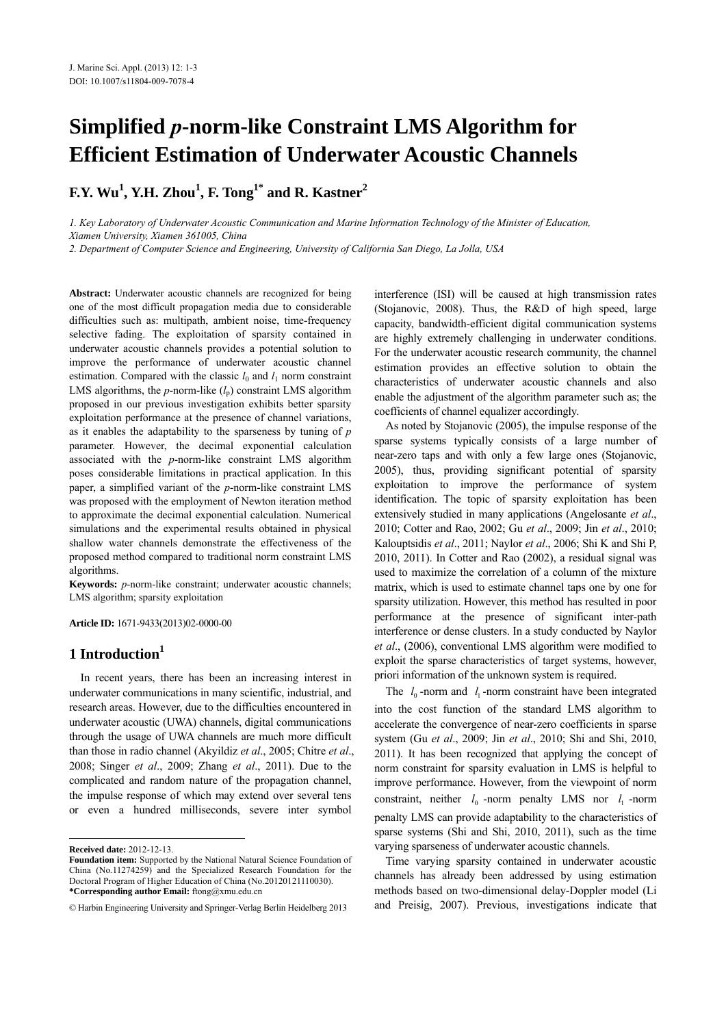# Simplified *p*-norm-like Constraint LMS Algorithm for Efficient Estimation of Underwater Acoustic Channels

**F.Y. Wu[1], Y.H. Zhou[1], F. Tong[1*] and R. Kastner[2]**

*1. Key Laboratory of Underwater Acoustic Communication and Marine Information Technology of the Minister of Education, Xiamen University, Xiamen 361005, China*

*2. Department of Computer Science and Engineering, University of California San Diego, La Jolla, USA*

**Abstract:** Underwater acoustic channels are recognized for being one of the most difficult propagation media due to considerable difficulties such as: multipath, ambient noise, time-frequency selective fading. The exploitation of sparsity contained in underwater acoustic channels provides a potential solution to improve the performance of underwater acoustic channel estimation. Compared with the classic $l_0$ and $l_1$ norm constraint LMS algorithms, the *p*-norm-like ($l_p$) constraint LMS algorithm proposed in our previous investigation exhibits better sparsity exploitation performance at the presence of channel variations, as it enables the adaptability to the sparseness by tuning of *p* parameter. However, the decimal exponential calculation associated with the *p*-norm-like constraint LMS algorithm poses considerable limitations in practical application. In this paper, a simplified variant of the *p*-norm-like constraint LMS was proposed with the employment of Newton iteration method to approximate the decimal exponential calculation. Numerical simulations and the experimental results obtained in physical shallow water channels demonstrate the effectiveness of the proposed method compared to traditional norm constraint LMS algorithms.

**Keywords:** *p*-norm-like constraint; underwater acoustic channels; LMS algorithm; sparsity exploitation

**Article ID:** 1671-9433(2013)02-0000-00

## 1 Introduction[1]

In recent years, there has been an increasing interest in underwater communications in many scientific, industrial, and research areas. However, due to the difficulties encountered in underwater acoustic (UWA) channels, digital communications through the usage of UWA channels are much more difficult than those in radio channel (Akyildiz *et al*., 2005; Chitre *et al*., 2008; Singer *et al*., 2009; Zhang *et al*., 2011). Due to the complicated and random nature of the propagation channel, the impulse response of which may extend over several tens or even a hundred milliseconds, severe inter symbol interference (ISI) will be caused at high transmission rates (Stojanovic, 2008). Thus, the R&D of high speed, large capacity, bandwidth-efficient digital communication systems are highly extremely challenging in underwater conditions. For the underwater acoustic research community, the channel estimation provides an effective solution to obtain the characteristics of underwater acoustic channels and also enable the adjustment of the algorithm parameter such as; the coefficients of channel equalizer accordingly.

As noted by Stojanovic (2005), the impulse response of the sparse systems typically consists of a large number of near-zero taps and with only a few large ones (Stojanovic, 2005), thus, providing significant potential of sparsity exploitation to improve the performance of system identification. The topic of sparsity exploitation has been extensively studied in many applications (Angelosante *et al*., 2010; Cotter and Rao, 2002; Gu *et al*., 2009; Jin *et al*., 2010; Kalouptsidis *et al*., 2011; Naylor *et al*., 2006; Shi K and Shi P, 2010, 2011). In Cotter and Rao (2002), a residual signal was used to maximize the correlation of a column of the mixture matrix, which is used to estimate channel taps one by one for sparsity utilization. However, this method has resulted in poor performance at the presence of significant inter-path interference or dense clusters. In a study conducted by Naylor *et al*., (2006), conventional LMS algorithm were modified to exploit the sparse characteristics of target systems, however, priori information of the unknown system is required.

The $l_0$-norm and $l_1$-norm constraint have been integrated into the cost function of the standard LMS algorithm to accelerate the convergence of near-zero coefficients in sparse system (Gu *et al*., 2009; Jin *et al*., 2010; Shi and Shi, 2010, 2011). It has been recognized that applying the concept of norm constraint for sparsity evaluation in LMS is helpful to improve performance. However, from the viewpoint of norm constraint, neither $l_0$-norm penalty LMS nor $l_1$-norm penalty LMS can provide adaptability to the characteristics of sparse systems (Shi and Shi, 2010, 2011), such as the time varying sparseness of underwater acoustic channels.

Time varying sparsity contained in underwater acoustic channels has already been addressed by using estimation methods based on two-dimensional delay-Doppler model (Li and Preisig, 2007). Previous, investigations indicate that

---

**Received date:** 2012-12-13.

**Foundation item:** Supported by the National Natural Science Foundation of China (No.11274259) and the Specialized Research Foundation for the Doctoral Program of Higher Education of China (No.20120121110030).

**\*Corresponding author Email:** ftong@xmu.edu.cn

© Harbin Engineering University and Springer-Verlag Berlin Heidelberg 2013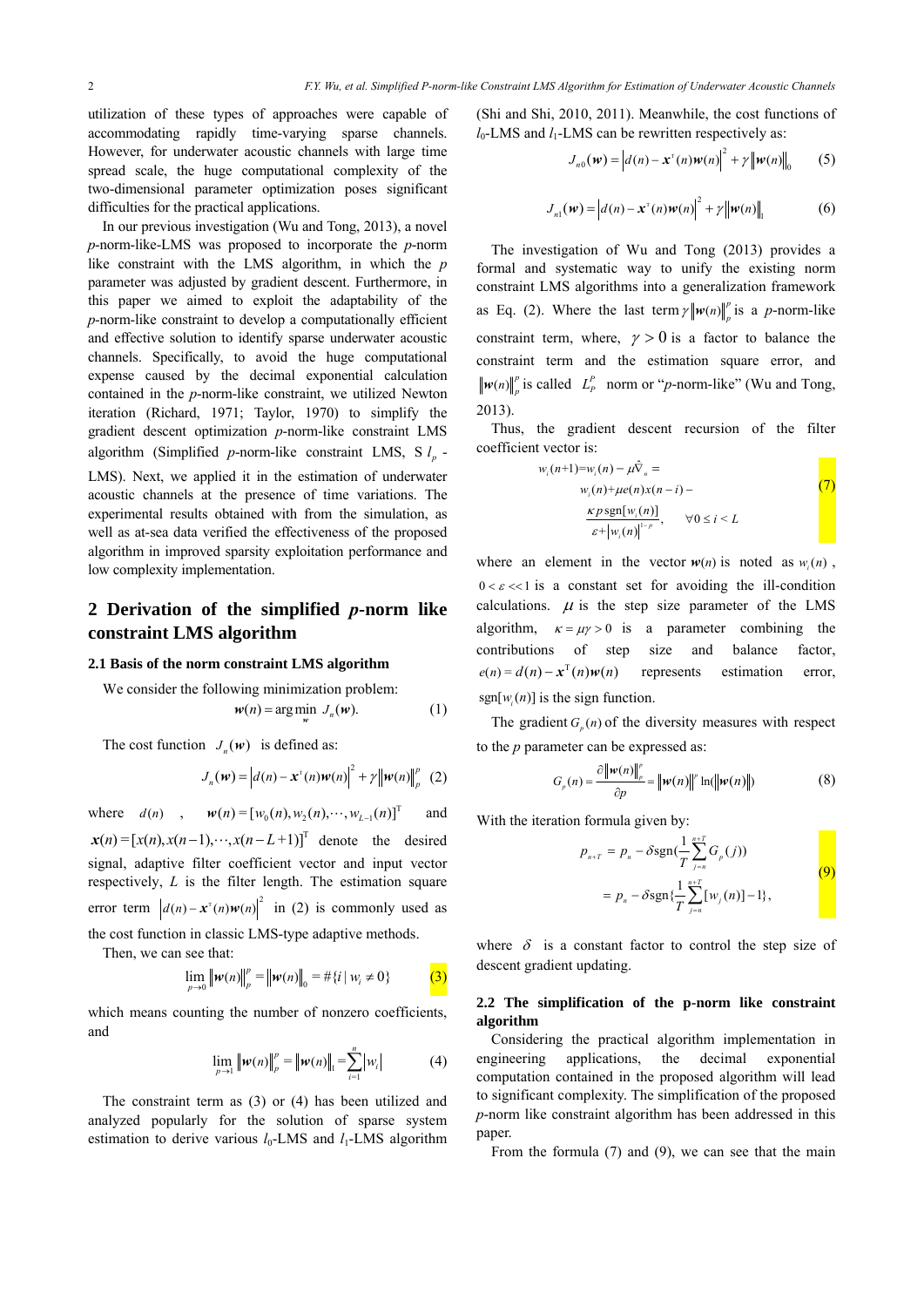utilization of these types of approaches were capable of accommodating rapidly time-varying sparse channels. However, for underwater acoustic channels with large time spread scale, the huge computational complexity of the two-dimensional parameter optimization poses significant difficulties for the practical applications.

In our previous investigation (Wu and Tong, 2013), a novel *p*-norm-like-LMS was proposed to incorporate the *p*-norm like constraint with the LMS algorithm, in which the *p* parameter was adjusted by gradient descent. Furthermore, in this paper we aimed to exploit the adaptability of the *p*-norm-like constraint to develop a computationally efficient and effective solution to identify sparse underwater acoustic channels. Specifically, to avoid the huge computational expense caused by the decimal exponential calculation contained in the *p*-norm-like constraint, we utilized Newton iteration (Richard, 1971; Taylor, 1970) to simplify the gradient descent optimization *p*-norm-like constraint LMS algorithm (Simplified *p*-norm-like constraint LMS, S $l_p$ -LMS). Next, we applied it in the estimation of underwater acoustic channels at the presence of time variations. The experimental results obtained with from the simulation, as well as at-sea data verified the effectiveness of the proposed algorithm in improved sparsity exploitation performance and low complexity implementation.

## 2 Derivation of the simplified *p*-norm like constraint LMS algorithm

### 2.1 Basis of the norm constraint LMS algorithm

We consider the following minimization problem:

$$\boldsymbol{w}(n) = \arg\min_{\boldsymbol{w}} \ J_n(\boldsymbol{w}). \tag{1}$$

The cost function $J_n(\boldsymbol{w})$ is defined as:

$$J_n(\boldsymbol{w}) = \left| d(n) - \boldsymbol{x}^{\mathrm{T}}(n)\boldsymbol{w}(n) \right|^2 + \gamma \left\| \boldsymbol{w}(n) \right\|_p^p \tag{2}$$

where $d(n)$ , $\boldsymbol{w}(n) = [w_0(n), w_2(n), \cdots, w_{L-1}(n)]^{\mathrm{T}}$ and $\boldsymbol{x}(n) = [x(n), x(n-1), \cdots, x(n-L+1)]^{\mathrm{T}}$ denote the desired signal, adaptive filter coefficient vector and input vector respectively, $L$ is the filter length. The estimation square error term $\left| d(n) - \boldsymbol{x}^{\mathrm{T}}(n)\boldsymbol{w}(n) \right|^2$ in (2) is commonly used as the cost function in classic LMS-type adaptive methods.

Then, we can see that:

$$\lim_{p \to 0} \left\| \boldsymbol{w}(n) \right\|_p^p = \left\| \boldsymbol{w}(n) \right\|_0 = \#\{i \mid w_i \neq 0\} \tag{3}$$

which means counting the number of nonzero coefficients, and

$$\lim_{p \to 1} \left\| \boldsymbol{w}(n) \right\|_p^p = \left\| \boldsymbol{w}(n) \right\|_1 = \sum_{i=1}^{n} \left| w_i \right| \tag{4}$$

The constraint term as (3) or (4) has been utilized and analyzed popularly for the solution of sparse system estimation to derive various $l_0$-LMS and $l_1$-LMS algorithm (Shi and Shi, 2010, 2011). Meanwhile, the cost functions of $l_0$-LMS and $l_1$-LMS can be rewritten respectively as:

$$J_{n0}(\boldsymbol{w}) = \left| d(n) - \boldsymbol{x}^{\mathrm{T}}(n)\boldsymbol{w}(n) \right|^2 + \gamma \left\| \boldsymbol{w}(n) \right\|_0 \tag{5}$$

$$J_{n1}(\boldsymbol{w}) = \left| d(n) - \boldsymbol{x}^{\mathrm{T}}(n)\boldsymbol{w}(n) \right|^2 + \gamma \left\| \boldsymbol{w}(n) \right\|_1 \tag{6}$$

The investigation of Wu and Tong (2013) provides a formal and systematic way to unify the existing norm constraint LMS algorithms into a generalization framework as Eq. (2). Where the last term $\gamma \left\| \boldsymbol{w}(n) \right\|_p^p$ is a *p*-norm-like constraint term, where, $\gamma > 0$ is a factor to balance the constraint term and the estimation square error, and $\left\| \boldsymbol{w}(n) \right\|_p^p$ is called $L_P^p$ norm or "*p*-norm-like" (Wu and Tong, 2013).

Thus, the gradient descent recursion of the filter coefficient vector is:

$$\begin{aligned} w_i(n+1) &= w_i(n) - \mu \hat{\nabla}_n = \\ & w_i(n) + \mu e(n) x(n-i) - \\ & \frac{\kappa p \operatorname{sgn}[w_i(n)]}{\varepsilon + \left| w_i(n) \right|^{1-p}}, \quad \forall 0 \leq i < L \end{aligned} \tag{7}$$

where an element in the vector $\boldsymbol{w}(n)$ is noted as $w_i(n)$ , $0 < \varepsilon << 1$ is a constant set for avoiding the ill-condition calculations. $\mu$ is the step size parameter of the LMS algorithm, $\kappa = \mu\gamma > 0$ is a parameter combining the contributions of step size and balance factor, $e(n) = d(n) - \boldsymbol{x}^{\mathrm{T}}(n)\boldsymbol{w}(n)$ represents estimation error, $\operatorname{sgn}[w_i(n)]$ is the sign function.

The gradient $G_p(n)$ of the diversity measures with respect to the *p* parameter can be expressed as:

$$G_p(n) = \frac{\partial \left\| \boldsymbol{w}(n) \right\|_p^p}{\partial p} = \left\| \boldsymbol{w}(n) \right\|^p \ln(\left\| \boldsymbol{w}(n) \right\|) \tag{8}$$

With the iteration formula given by:

$$\begin{aligned} p_{n+T} &= p_n - \delta \operatorname{sgn}\left(\frac{1}{T} \sum_{j=n}^{n+T} G_p(j)\right) \\ &= p_n - \delta \operatorname{sgn}\left\{\frac{1}{T} \sum_{j=n}^{n+T} [w_j(n)] - 1\right\}, \end{aligned} \tag{9}$$

where $\delta$ is a constant factor to control the step size of descent gradient updating.

### 2.2 The simplification of the p-norm like constraint algorithm

Considering the practical algorithm implementation in engineering applications, the decimal exponential computation contained in the proposed algorithm will lead to significant complexity. The simplification of the proposed *p*-norm like constraint algorithm has been addressed in this paper.

From the formula (7) and (9), we can see that the main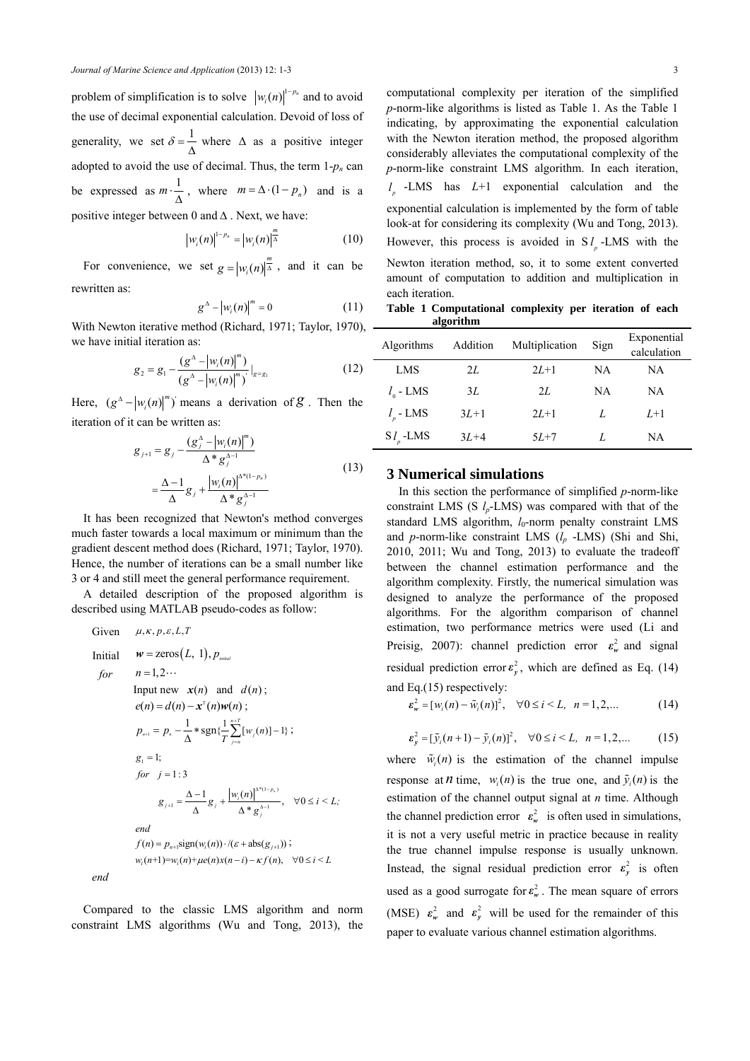problem of simplification is to solve $\left|w_i(n)\right|^{1-p_n}$ and to avoid the use of decimal exponential calculation. Devoid of loss of generality, we set $\delta = \frac{1}{\Delta}$ where $\Delta$ as a positive integer adopted to avoid the use of decimal. Thus, the term $1$-$p_n$ can be expressed as $m \cdot \frac{1}{\Delta}$, where $m = \Delta \cdot (1 - p_n)$ and is a positive integer between 0 and $\Delta$. Next, we have:

$$\left|w_i(n)\right|^{1-p_n} = \left|w_i(n)\right|^{\frac{m}{\Delta}} \tag{10}$$

For convenience, we set $g = \left|w_i(n)\right|^{\frac{m}{\Delta}}$, and it can be rewritten as:

$$g^{\Delta} - \left|w_i(n)\right|^m = 0 \tag{11}$$

With Newton iterative method (Richard, 1971; Taylor, 1970), we have initial iteration as:

$$g_2 = g_1 - \frac{(g^{\Delta} - \left|w_i(n)\right|^m)}{(g^{\Delta} - \left|w_i(n)\right|^m)'}\Big|_{g=g_1} \tag{12}$$

Here, $(g^{\Delta} - \left|w_i(n)\right|^m)'$ means a derivation of $g$. Then the iteration of it can be written as:

$$\begin{aligned} g_{j+1} &= g_j - \frac{(g_j^{\Delta} - \left|w_i(n)\right|^m)}{\Delta * g_j^{\Delta-1}} \\ &= \frac{\Delta - 1}{\Delta} g_j + \frac{\left|w_i(n)\right|^{\Delta*(1-p_n)}}{\Delta * g_j^{\Delta-1}} \end{aligned} \tag{13}$$

It has been recognized that Newton's method converges much faster towards a local maximum or minimum than the gradient descent method does (Richard, 1971; Taylor, 1970). Hence, the number of iterations can be a small number like 3 or 4 and still meet the general performance requirement.

A detailed description of the proposed algorithm is described using MATLAB pseudo-codes as follow:

Given $\mu, \kappa, p, \varepsilon, L, T$

Initial $\boldsymbol{w} = \text{zeros}(L,\ 1), p_{initial}$

*for* $n = 1, 2 \cdots$

Input new $\boldsymbol{x}(n)$ and $d(n)$;

$e(n) = d(n) - \boldsymbol{x}^{\mathrm{T}}(n)\boldsymbol{w}(n)$;

$p_{n+1} = p_n - \frac{1}{\Delta} * \text{sgn}\{\frac{1}{T}\sum_{j=n}^{n+T}[w_j(n)] - 1\}$;

$g_1 = 1$;

*for* $j = 1:3$

$g_{j+1} = \frac{\Delta - 1}{\Delta} g_j + \frac{\left|w_i(n)\right|^{\Delta*(1-p_n)}}{\Delta * g_j^{\Delta-1}}, \quad \forall 0 \le i < L;$

*end*

$f(n) = p_{n+1}\text{sign}(w_i(n)) \cdot /(\varepsilon + \text{abs}(g_{j+1}))$;

$w_i(n+1) = w_i(n) + \mu e(n) x(n-i) - \kappa f(n), \quad \forall 0 \le i < L$

*end*

Compared to the classic LMS algorithm and norm constraint LMS algorithms (Wu and Tong, 2013), the computational complexity per iteration of the simplified *p*-norm-like algorithms is listed as Table 1. As the Table 1 indicating, by approximating the exponential calculation with the Newton iteration method, the proposed algorithm considerably alleviates the computational complexity of the *p*-norm-like constraint LMS algorithm. In each iteration, $l_p$ -LMS has $L$+1 exponential calculation and the exponential calculation is implemented by the form of table look-at for considering its complexity (Wu and Tong, 2013). However, this process is avoided in S$l_p$-LMS with the Newton iteration method, so, it to some extent converted amount of computation to addition and multiplication in each iteration.

**Table 1 Computational complexity per iteration of each algorithm**

| Algorithms | Addition | Multiplication | Sign | Exponential calculation |
|---|---|---|---|---|
| LMS | $2L$ | $2L$+1 | NA | NA |
| $l_0$ - LMS | $3L$ | $2L$ | NA | NA |
| $l_p$ - LMS | $3L$+1 | $2L$+1 | $L$ | $L$+1 |
| S$l_p$-LMS | $3L$+4 | $5L$+7 | $L$ | NA |

## 3 Numerical simulations

In this section the performance of simplified *p*-norm-like constraint LMS (S $l_p$-LMS) was compared with that of the standard LMS algorithm, $l_0$-norm penalty constraint LMS and *p*-norm-like constraint LMS ($l_p$ -LMS) (Shi and Shi, 2010, 2011; Wu and Tong, 2013) to evaluate the tradeoff between the channel estimation performance and the algorithm complexity. Firstly, the numerical simulation was designed to analyze the performance of the proposed algorithms. For the algorithm comparison of channel estimation, two performance metrics were used (Li and Preisig, 2007): channel prediction error $\boldsymbol{\varepsilon}_w^2$ and signal residual prediction error $\boldsymbol{\varepsilon}_y^2$, which are defined as Eq. (14) and Eq.(15) respectively:

$$\boldsymbol{\varepsilon}_w^2 = [w_i(n) - \tilde{w}_i(n)]^2, \quad \forall 0 \le i < L, \ n = 1, 2, \ldots \tag{14}$$

$$\boldsymbol{\varepsilon}_y^2 = [\tilde{y}_i(n+1) - \tilde{y}_i(n)]^2, \quad \forall 0 \le i < L, \ n = 1, 2, \ldots \tag{15}$$

where $\tilde{w}_i(n)$ is the estimation of the channel impulse response at $n$ time, $w_i(n)$ is the true one, and $\tilde{y}_i(n)$ is the estimation of the channel output signal at *n* time. Although the channel prediction error $\boldsymbol{\varepsilon}_w^2$ is often used in simulations, it is not a very useful metric in practice because in reality the true channel impulse response is usually unknown. Instead, the signal residual prediction error $\boldsymbol{\varepsilon}_y^2$ is often used as a good surrogate for $\boldsymbol{\varepsilon}_w^2$. The mean square of errors (MSE) $\boldsymbol{\varepsilon}_w^2$ and $\boldsymbol{\varepsilon}_y^2$ will be used for the remainder of this paper to evaluate various channel estimation algorithms.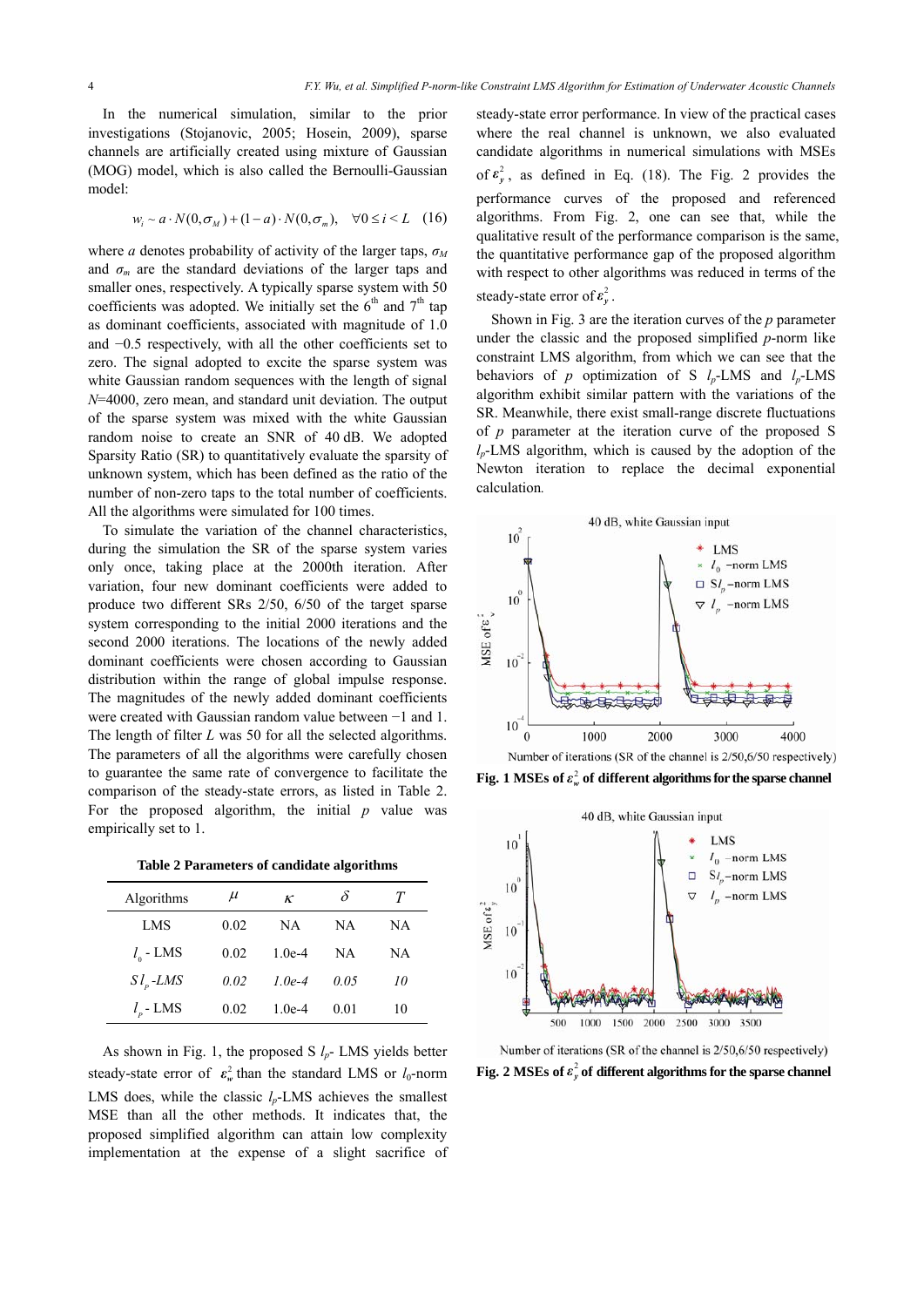In the numerical simulation, similar to the prior investigations (Stojanovic, 2005; Hosein, 2009), sparse channels are artificially created using mixture of Gaussian (MOG) model, which is also called the Bernoulli-Gaussian model:

$$w_i \sim a \cdot N(0, \sigma_M) + (1-a) \cdot N(0, \sigma_m), \quad \forall 0 \le i < L \quad (16)$$

where $a$ denotes probability of activity of the larger taps, $\sigma_M$ and $\sigma_m$ are the standard deviations of the larger taps and smaller ones, respectively. A typically sparse system with 50 coefficients was adopted. We initially set the 6[th] and 7[th] tap as dominant coefficients, associated with magnitude of 1.0 and −0.5 respectively, with all the other coefficients set to zero. The signal adopted to excite the sparse system was white Gaussian random sequences with the length of signal $N$=4000, zero mean, and standard unit deviation. The output of the sparse system was mixed with the white Gaussian random noise to create an SNR of 40 dB. We adopted Sparsity Ratio (SR) to quantitatively evaluate the sparsity of unknown system, which has been defined as the ratio of the number of non-zero taps to the total number of coefficients. All the algorithms were simulated for 100 times.

To simulate the variation of the channel characteristics, during the simulation the SR of the sparse system varies only once, taking place at the 2000th iteration. After variation, four new dominant coefficients were added to produce two different SRs 2/50, 6/50 of the target sparse system corresponding to the initial 2000 iterations and the second 2000 iterations. The locations of the newly added dominant coefficients were chosen according to Gaussian distribution within the range of global impulse response. The magnitudes of the newly added dominant coefficients were created with Gaussian random value between −1 and 1. The length of filter $L$ was 50 for all the selected algorithms. The parameters of all the algorithms were carefully chosen to guarantee the same rate of convergence to facilitate the comparison of the steady-state errors, as listed in Table 2. For the proposed algorithm, the initial $p$ value was empirically set to 1.

**Table 2 Parameters of candidate algorithms**

| Algorithms | $\mu$ | $\kappa$ | $\delta$ | $T$ |
|---|---|---|---|---|
| LMS | 0.02 | NA | NA | NA |
| $l_0$ - LMS | 0.02 | 1.0e-4 | NA | NA |
| *$Sl_p$-LMS* | *0.02* | *1.0e-4* | *0.05* | *10* |
| $l_p$ - LMS | 0.02 | 1.0e-4 | 0.01 | 10 |

As shown in Fig. 1, the proposed S $l_p$- LMS yields better steady-state error of $\varepsilon_w^2$ than the standard LMS or $l_0$-norm LMS does, while the classic $l_p$-LMS achieves the smallest MSE than all the other methods. It indicates that, the proposed simplified algorithm can attain low complexity implementation at the expense of a slight sacrifice of steady-state error performance. In view of the practical cases where the real channel is unknown, we also evaluated candidate algorithms in numerical simulations with MSEs of $\varepsilon_y^2$, as defined in Eq. (18). The Fig. 2 provides the performance curves of the proposed and referenced algorithms. From Fig. 2, one can see that, while the qualitative result of the performance comparison is the same, the quantitative performance gap of the proposed algorithm with respect to other algorithms was reduced in terms of the steady-state error of $\varepsilon_y^2$.

Shown in Fig. 3 are the iteration curves of the $p$ parameter under the classic and the proposed simplified $p$-norm like constraint LMS algorithm, from which we can see that the behaviors of $p$ optimization of S $l_p$-LMS and $l_p$-LMS algorithm exhibit similar pattern with the variations of the SR. Meanwhile, there exist small-range discrete fluctuations of $p$ parameter at the iteration curve of the proposed S $l_p$-LMS algorithm, which is caused by the adoption of the Newton iteration to replace the decimal exponential calculation.

**Fig. 1 MSEs of $\varepsilon_w^2$ of different algorithms for the sparse channel**

**Fig. 2 MSEs of $\varepsilon_y^2$ of different algorithms for the sparse channel**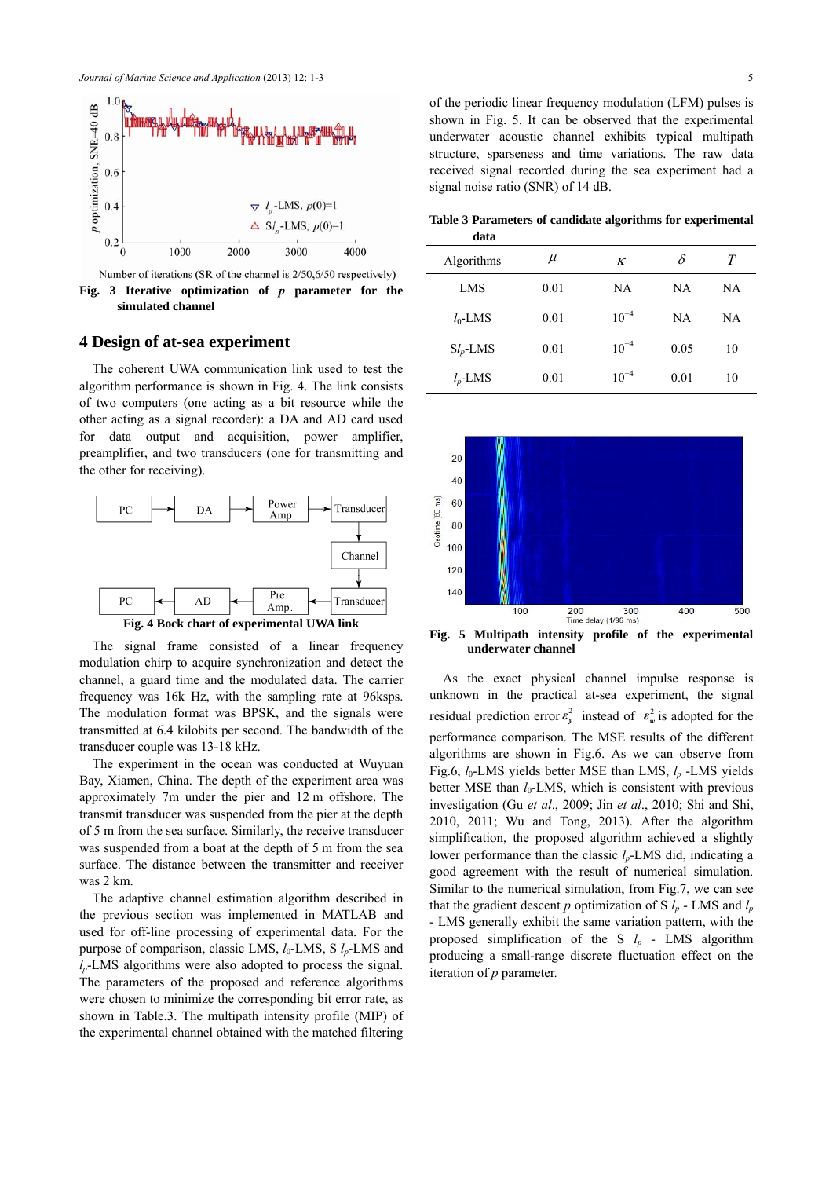Fig. 3 Iterative optimization of $p$ parameter for the simulated channel

## 4 Design of at-sea experiment

The coherent UWA communication link used to test the algorithm performance is shown in Fig. 4. The link consists of two computers (one acting as a bit resource while the other acting as a signal recorder): a DA and AD card used for data output and acquisition, power amplifier, preamplifier, and two transducers (one for transmitting and the other for receiving).

Fig. 4 Bock chart of experimental UWA link

The signal frame consisted of a linear frequency modulation chirp to acquire synchronization and detect the channel, a guard time and the modulated data. The carrier frequency was 16k Hz, with the sampling rate at 96ksps. The modulation format was BPSK, and the signals were transmitted at 6.4 kilobits per second. The bandwidth of the transducer couple was 13-18 kHz.

The experiment in the ocean was conducted at Wuyuan Bay, Xiamen, China. The depth of the experiment area was approximately 7m under the pier and 12 m offshore. The transmit transducer was suspended from the pier at the depth of 5 m from the sea surface. Similarly, the receive transducer was suspended from a boat at the depth of 5 m from the sea surface. The distance between the transmitter and receiver was 2 km.

The adaptive channel estimation algorithm described in the previous section was implemented in MATLAB and used for off-line processing of experimental data. For the purpose of comparison, classic LMS, $l_0$-LMS, S $l_p$-LMS and $l_p$-LMS algorithms were also adopted to process the signal. The parameters of the proposed and reference algorithms were chosen to minimize the corresponding bit error rate, as shown in Table.3. The multipath intensity profile (MIP) of the experimental channel obtained with the matched filtering of the periodic linear frequency modulation (LFM) pulses is shown in Fig. 5. It can be observed that the experimental underwater acoustic channel exhibits typical multipath structure, sparseness and time variations. The raw data received signal recorded during the sea experiment had a signal noise ratio (SNR) of 14 dB.

**Table 3 Parameters of candidate algorithms for experimental data**

| Algorithms | $\mu$ | $\kappa$ | $\delta$ | $T$ |
|---|---|---|---|---|
| LMS | 0.01 | NA | NA | NA |
| $l_0$-LMS | 0.01 | $10^{-4}$ | NA | NA |
| S$l_p$-LMS | 0.01 | $10^{-4}$ | 0.05 | 10 |
| $l_p$-LMS | 0.01 | $10^{-4}$ | 0.01 | 10 |

Fig. 5 Multipath intensity profile of the experimental underwater channel

As the exact physical channel impulse response is unknown in the practical at-sea experiment, the signal residual prediction error $\varepsilon_y^2$ instead of $\varepsilon_w^2$ is adopted for the performance comparison. The MSE results of the different algorithms are shown in Fig.6. As we can observe from Fig.6, $l_0$-LMS yields better MSE than LMS, $l_p$ -LMS yields better MSE than $l_0$-LMS, which is consistent with previous investigation (Gu *et al*., 2009; Jin *et al*., 2010; Shi and Shi, 2010, 2011; Wu and Tong, 2013). After the algorithm simplification, the proposed algorithm achieved a slightly lower performance than the classic $l_p$-LMS did, indicating a good agreement with the result of numerical simulation. Similar to the numerical simulation, from Fig.7, we can see that the gradient descent $p$ optimization of S $l_p$ - LMS and $l_p$ - LMS generally exhibit the same variation pattern, with the proposed simplification of the S $l_p$ - LMS algorithm producing a small-range discrete fluctuation effect on the iteration of $p$ parameter.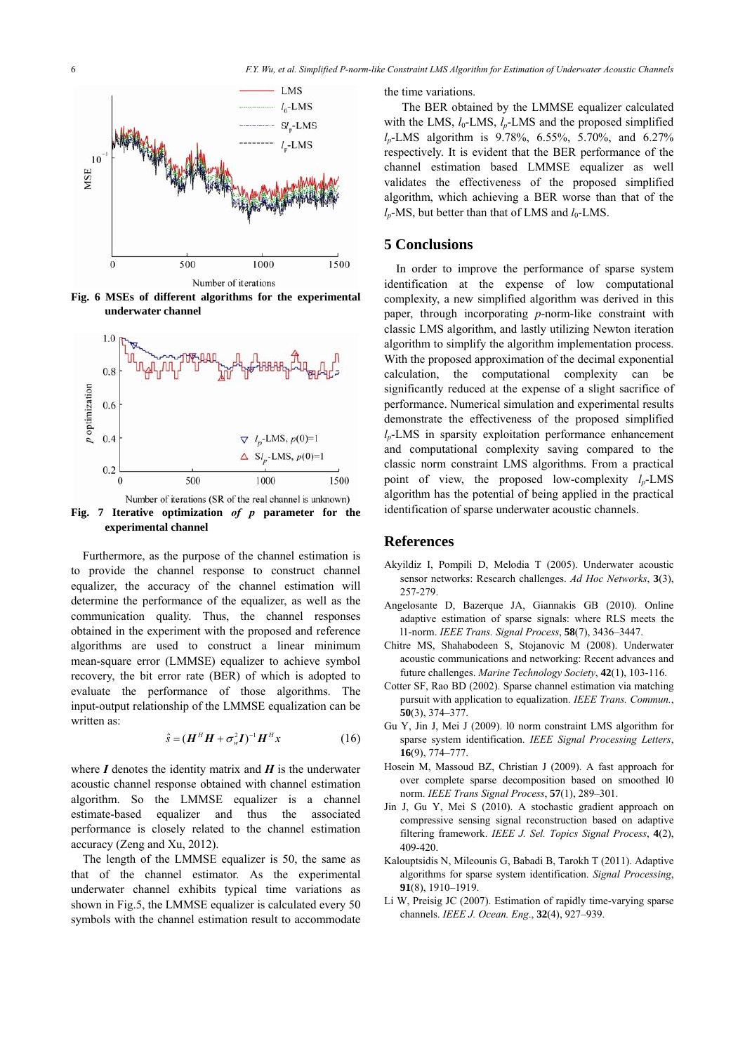Fig. 6 MSEs of different algorithms for the experimental underwater channel

Fig. 7 Iterative optimization of $p$ parameter for the experimental channel

Furthermore, as the purpose of the channel estimation is to provide the channel response to construct channel equalizer, the accuracy of the channel estimation will determine the performance of the equalizer, as well as the communication quality. Thus, the channel responses obtained in the experiment with the proposed and reference algorithms are used to construct a linear minimum mean-square error (LMMSE) equalizer to achieve symbol recovery, the bit error rate (BER) of which is adopted to evaluate the performance of those algorithms. The input-output relationship of the LMMSE equalization can be written as:

$$\hat{s} = (\boldsymbol{H}^H \boldsymbol{H} + \sigma_w^2 \boldsymbol{I})^{-1} \boldsymbol{H}^H x \tag{16}$$

where $\boldsymbol{I}$ denotes the identity matrix and $\boldsymbol{H}$ is the underwater acoustic channel response obtained with channel estimation algorithm. So the LMMSE equalizer is a channel estimate-based equalizer and thus the associated performance is closely related to the channel estimation accuracy (Zeng and Xu, 2012).

The length of the LMMSE equalizer is 50, the same as that of the channel estimator. As the experimental underwater channel exhibits typical time variations as shown in Fig.5, the LMMSE equalizer is calculated every 50 symbols with the channel estimation result to accommodate the time variations.

The BER obtained by the LMMSE equalizer calculated with the LMS, $l_0$-LMS, $l_p$-LMS and the proposed simplified $l_p$-LMS algorithm is 9.78%, 6.55%, 5.70%, and 6.27% respectively. It is evident that the BER performance of the channel estimation based LMMSE equalizer as well validates the effectiveness of the proposed simplified algorithm, which achieving a BER worse than that of the $l_p$-MS, but better than that of LMS and $l_0$-LMS.

## 5 Conclusions

In order to improve the performance of sparse system identification at the expense of low computational complexity, a new simplified algorithm was derived in this paper, through incorporating $p$-norm-like constraint with classic LMS algorithm, and lastly utilizing Newton iteration algorithm to simplify the algorithm implementation process. With the proposed approximation of the decimal exponential calculation, the computational complexity can be significantly reduced at the expense of a slight sacrifice of performance. Numerical simulation and experimental results demonstrate the effectiveness of the proposed simplified $l_p$-LMS in sparsity exploitation performance enhancement and computational complexity saving compared to the classic norm constraint LMS algorithms. From a practical point of view, the proposed low-complexity $l_p$-LMS algorithm has the potential of being applied in the practical identification of sparse underwater acoustic channels.

## References

Akyildiz I, Pompili D, Melodia T (2005). Underwater acoustic sensor networks: Research challenges. *Ad Hoc Networks*, **3**(3), 257-279.

Angelosante D, Bazerque JA, Giannakis GB (2010). Online adaptive estimation of sparse signals: where RLS meets the l1-norm. *IEEE Trans. Signal Process*, **58**(7), 3436–3447.

Chitre MS, Shahabodeen S, Stojanovic M (2008). Underwater acoustic communications and networking: Recent advances and future challenges. *Marine Technology Society*, **42**(1), 103-116.

Cotter SF, Rao BD (2002). Sparse channel estimation via matching pursuit with application to equalization. *IEEE Trans. Commun.*, **50**(3), 374–377.

Gu Y, Jin J, Mei J (2009). l0 norm constraint LMS algorithm for sparse system identification. *IEEE Signal Processing Letters*, **16**(9), 774–777.

Hosein M, Massoud BZ, Christian J (2009). A fast approach for over complete sparse decomposition based on smoothed l0 norm. *IEEE Trans Signal Process*, **57**(1), 289–301.

Jin J, Gu Y, Mei S (2010). A stochastic gradient approach on compressive sensing signal reconstruction based on adaptive filtering framework. *IEEE J. Sel. Topics Signal Process*, **4**(2), 409-420.

Kalouptsidis N, Mileounis G, Babadi B, Tarokh T (2011). Adaptive algorithms for sparse system identification. *Signal Processing*, **91**(8), 1910–1919.

Li W, Preisig JC (2007). Estimation of rapidly time-varying sparse channels. *IEEE J. Ocean. Eng.*, **32**(4), 927–939.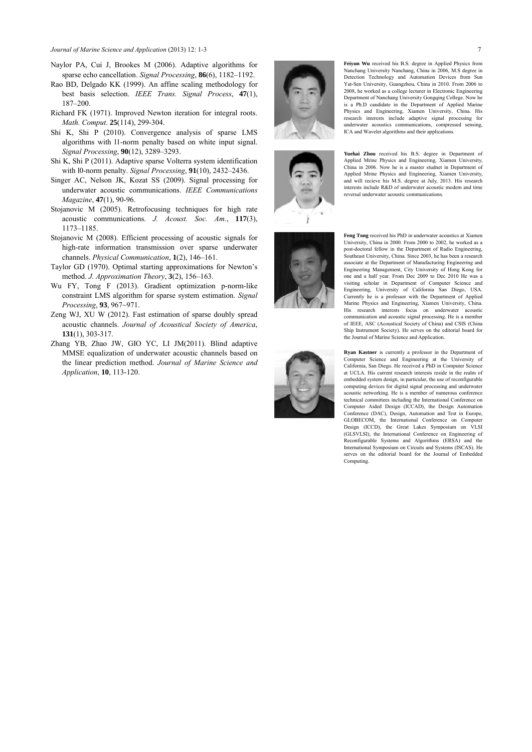Naylor PA, Cui J, Brookes M (2006). Adaptive algorithms for sparse echo cancellation. *Signal Processing*, **86**(6), 1182–1192.

Rao BD, Delgado KK (1999). An affine scaling methodology for best basis selection. *IEEE Trans. Signal Process*, **47**(1), 187–200.

Richard FK (1971). Improved Newton iteration for integral roots. *Math. Comput*. **25**(114), 299-304.

Shi K, Shi P (2010). Convergence analysis of sparse LMS algorithms with l1-norm penalty based on white input signal. *Signal Processing*, **90**(12), 3289–3293.

Shi K, Shi P (2011). Adaptive sparse Volterra system identification with l0-norm penalty. *Signal Processing*, **91**(10), 2432–2436.

Singer AC, Nelson JK, Kozat SS (2009). Signal processing for underwater acoustic communications. *IEEE Communications Magazine*, **47**(1), 90-96.

Stojanovic M (2005). Retrofocusing techniques for high rate acoustic communications. *J. Acoust. Soc. Am.*, **117**(3), 1173–1185.

Stojanovic M (2008). Efficient processing of acoustic signals for high-rate information transmission over sparse underwater channels. *Physical Communication*, **1**(2), 146–161.

Taylor GD (1970). Optimal starting approximations for Newton's method. *J. Approximation Theory*, **3**(2), 156–163.

Wu FY, Tong F (2013). Gradient optimization p-norm-like constraint LMS algorithm for sparse system estimation. *Signal Processing*, **93**, 967~971.

Zeng WJ, XU W (2012). Fast estimation of sparse doubly spread acoustic channels. *Journal of Acoustical Society of America*, **131**(1), 303-317.

Zhang YB, Zhao JW, GIO YC, LI JM(2011). Blind adaptive MMSE equalization of underwater acoustic channels based on the linear prediction method. *Journal of Marine Science and Application*, **10**, 113-120.

**Feiyun Wu** received his B.S. degree in Applied Physics from Nanchang University Nanchang, China in 2006, M.S degree in Detection Technology and Automation Devices from Sun Yat-Sen University, Guangzhou, China in 2010. From 2006 to 2008, he worked as a college lecturer in Electronic Engineering Department of Nanchang University Gongqing College. Now he is a Ph.D candidate in the Department of Applied Marine Physics and Engineering, Xiamen University, China. His research interests include adaptive signal processing for underwater acoustics communications, compressed sensing, ICA and Wavelet algorithms and their applications.

**Yuehai Zhou** received his B.S. degree in Department of Applied Mrine Physics and Engineering, Xiamen University, China in 2006. Now he is a master studnet in Department of Applied Mrine Physics and Engineering, Xiamen University, and will recieve his M.S. degree at July, 2013. His research interests include R&D of underwater acoustic modem and time reversal underwater acoustic communications.

**Feng Tong** received his PhD in underwater acoustics at Xiamen University, China in 2000. From 2000 to 2002, he worked as a post-doctoral fellow in the Department of Radio Engineering, Southeast University, China. Since 2003, he has been a research associate at the Department of Manufacturing Engineering and Engineering Management, City University of Hong Kong for one and a half year. From Dec 2009 to Dec 2010 He was a visiting scholar in Department of Computer Science and Engineering, University of California San Diego, USA. Currently he is a professor with the Department of Applied Marine Physics and Engineering, Xiamen University, China. His research interests focus on underwater acoustic communication and acoustic signal processing. He is a member of IEEE, ASC (Acoustical Society of China) and CSIS (China Ship Instrument Society). He serves on the editorial board for the Journal of Marine Science and Application.

**Ryan Kastner** is currently a professor in the Department of Computer Science and Engineering at the University of California, San Diego. He received a PhD in Computer Science at UCLA. His current research interests reside in the realm of embedded system design, in particular, the use of reconfigurable computing devices for digital signal processing and underwater acoustic networking. He is a member of numerous conference technical committees including the International Conference on Computer Aided Design (ICCAD), the Design Automation Conference (DAC), Design, Automation and Test in Europe, GLOBECOM, the International Conference on Computer Design (ICCD), the Great Lakes Symposium on VLSI (GLSVLSI), the International Conference on Engineering of Reconfigurable Systems and Algorithms (ERSA) and the International Symposium on Circuits and Systems (ISCAS). He serves on the editorial board for the Journal of Embedded Computing.